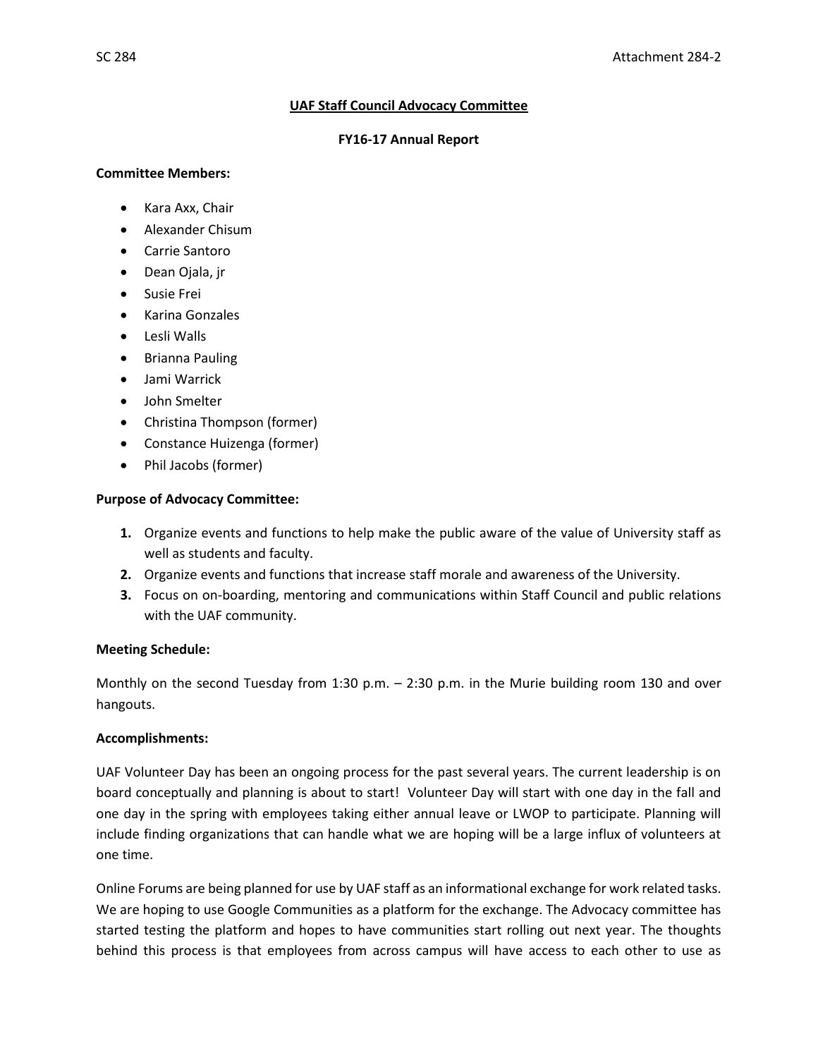**UAF Staff Council Advocacy Committee**

**FY16-17 Annual Report**

**Committee Members:**

- Kara Axx, Chair
- Alexander Chisum
- Carrie Santoro
- Dean Ojala, jr
- Susie Frei
- Karina Gonzales
- Lesli Walls
- Brianna Pauling
- Jami Warrick
- John Smelter
- Christina Thompson (former)
- Constance Huizenga (former)
- Phil Jacobs (former)

**Purpose of Advocacy Committee:**

1. Organize events and functions to help make the public aware of the value of University staff as well as students and faculty.
2. Organize events and functions that increase staff morale and awareness of the University.
3. Focus on on-boarding, mentoring and communications within Staff Council and public relations with the UAF community.

**Meeting Schedule:**

Monthly on the second Tuesday from 1:30 p.m. – 2:30 p.m. in the Murie building room 130 and over hangouts.

**Accomplishments:**

UAF Volunteer Day has been an ongoing process for the past several years. The current leadership is on board conceptually and planning is about to start! Volunteer Day will start with one day in the fall and one day in the spring with employees taking either annual leave or LWOP to participate. Planning will include finding organizations that can handle what we are hoping will be a large influx of volunteers at one time.

Online Forums are being planned for use by UAF staff as an informational exchange for work related tasks. We are hoping to use Google Communities as a platform for the exchange. The Advocacy committee has started testing the platform and hopes to have communities start rolling out next year. The thoughts behind this process is that employees from across campus will have access to each other to use as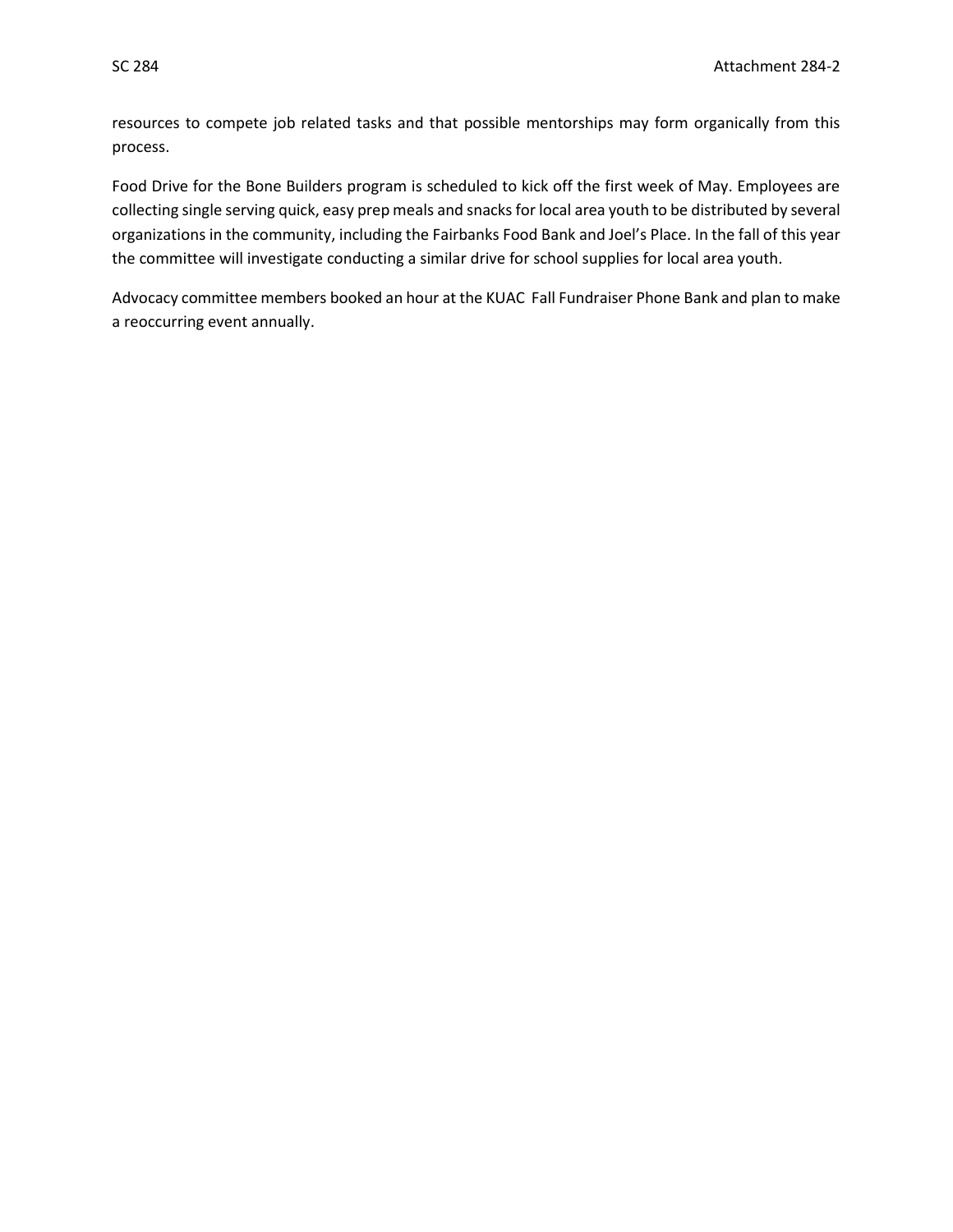resources to compete job related tasks and that possible mentorships may form organically from this process.

Food Drive for the Bone Builders program is scheduled to kick off the first week of May. Employees are collecting single serving quick, easy prep meals and snacks for local area youth to be distributed by several organizations in the community, including the Fairbanks Food Bank and Joel's Place. In the fall of this year the committee will investigate conducting a similar drive for school supplies for local area youth.

Advocacy committee members booked an hour at the KUAC Fall Fundraiser Phone Bank and plan to make a reoccurring event annually.